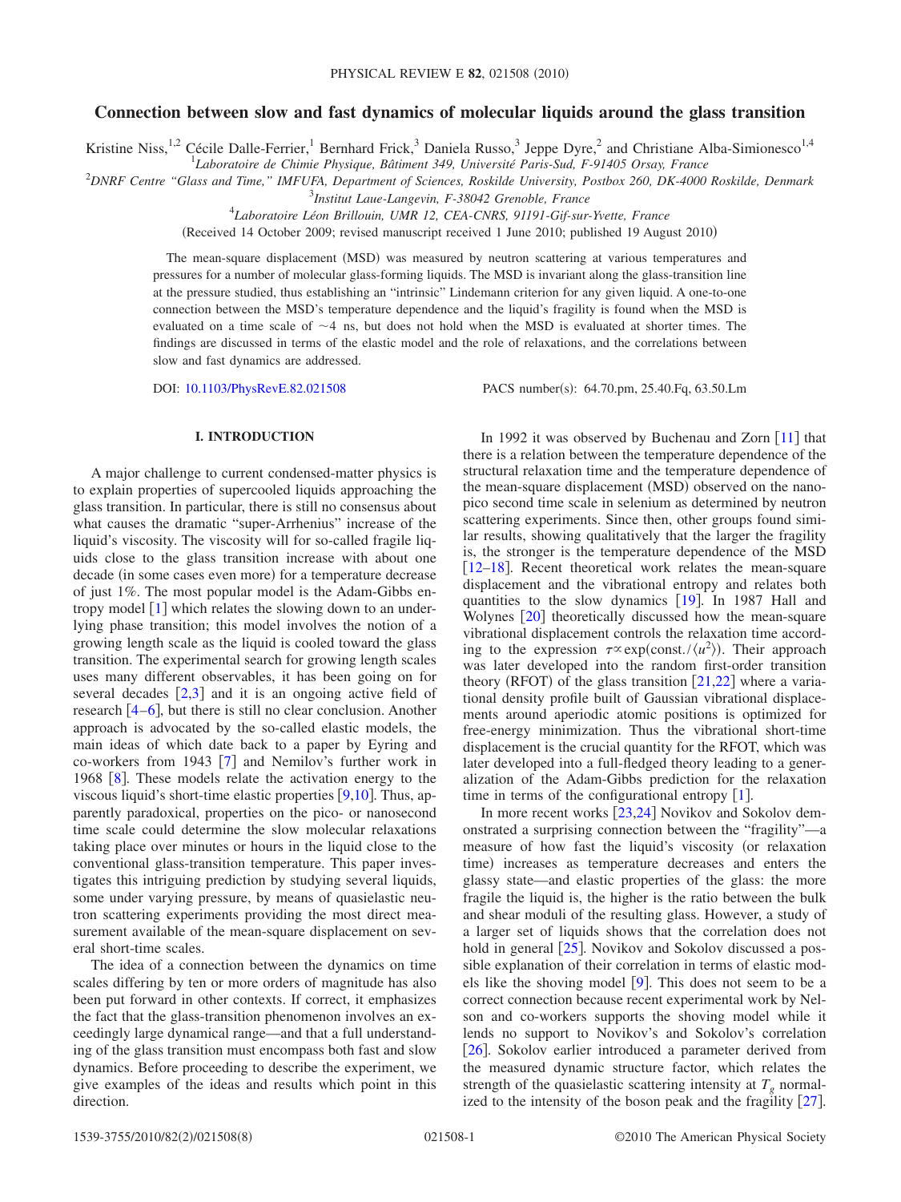# Connection between slow and fast dynamics of molecular liquids around the glass transition

Kristine Niss,[1,2] Cécile Dalle-Ferrier,[1] Bernhard Frick,[3] Daniela Russo,[3] Jeppe Dyre,[2] and Christiane Alba-Simionesco[1,4]

[1]*Laboratoire de Chimie Physique, Bâtiment 349, Université Paris-Sud, F-91405 Orsay, France*

[2]*DNRF Centre "Glass and Time," IMFUFA, Department of Sciences, Roskilde University, Postbox 260, DK-4000 Roskilde, Denmark*

[3]*Institut Laue-Langevin, F-38042 Grenoble, France*

[4]*Laboratoire Léon Brillouin, UMR 12, CEA-CNRS, 91191-Gif-sur-Yvette, France*

(Received 14 October 2009; revised manuscript received 1 June 2010; published 19 August 2010)

The mean-square displacement (MSD) was measured by neutron scattering at various temperatures and pressures for a number of molecular glass-forming liquids. The MSD is invariant along the glass-transition line at the pressure studied, thus establishing an "intrinsic" Lindemann criterion for any given liquid. A one-to-one connection between the MSD's temperature dependence and the liquid's fragility is found when the MSD is evaluated on a time scale of ~4 ns, but does not hold when the MSD is evaluated at shorter times. The findings are discussed in terms of the elastic model and the role of relaxations, and the correlations between slow and fast dynamics are addressed.

DOI: 10.1103/PhysRevE.82.021508 PACS number(s): 64.70.pm, 25.40.Fq, 63.50.Lm

## I. INTRODUCTION

A major challenge to current condensed-matter physics is to explain properties of supercooled liquids approaching the glass transition. In particular, there is still no consensus about what causes the dramatic "super-Arrhenius" increase of the liquid's viscosity. The viscosity will for so-called fragile liquids close to the glass transition increase with about one decade (in some cases even more) for a temperature decrease of just 1%. The most popular model is the Adam-Gibbs entropy model [1] which relates the slowing down to an underlying phase transition; this model involves the notion of a growing length scale as the liquid is cooled toward the glass transition. The experimental search for growing length scales uses many different observables, it has been going on for several decades [2,3] and it is an ongoing active field of research [4–6], but there is still no clear conclusion. Another approach is advocated by the so-called elastic models, the main ideas of which date back to a paper by Eyring and co-workers from 1943 [7] and Nemilov's further work in 1968 [8]. These models relate the activation energy to the viscous liquid's short-time elastic properties [9,10]. Thus, apparently paradoxical, properties on the pico- or nanosecond time scale could determine the slow molecular relaxations taking place over minutes or hours in the liquid close to the conventional glass-transition temperature. This paper investigates this intriguing prediction by studying several liquids, some under varying pressure, by means of quasielastic neutron scattering experiments providing the most direct measurement available of the mean-square displacement on several short-time scales.

The idea of a connection between the dynamics on time scales differing by ten or more orders of magnitude has also been put forward in other contexts. If correct, it emphasizes the fact that the glass-transition phenomenon involves an exceedingly large dynamical range—and that a full understanding of the glass transition must encompass both fast and slow dynamics. Before proceeding to describe the experiment, we give examples of the ideas and results which point in this direction.

In 1992 it was observed by Buchenau and Zorn [11] that there is a relation between the temperature dependence of the structural relaxation time and the temperature dependence of the mean-square displacement (MSD) observed on the nano-pico second time scale in selenium as determined by neutron scattering experiments. Since then, other groups found similar results, showing qualitatively that the larger the fragility is, the stronger is the temperature dependence of the MSD [12–18]. Recent theoretical work relates the mean-square displacement and the vibrational entropy and relates both quantities to the slow dynamics [19]. In 1987 Hall and Wolynes [20] theoretically discussed how the mean-square vibrational displacement controls the relaxation time according to the expression $\tau \propto \exp(\text{const.}/\langle u^2 \rangle)$. Their approach was later developed into the random first-order transition theory (RFOT) of the glass transition [21,22] where a variational density profile built of Gaussian vibrational displacements around aperiodic atomic positions is optimized for free-energy minimization. Thus the vibrational short-time displacement is the crucial quantity for the RFOT, which was later developed into a full-fledged theory leading to a generalization of the Adam-Gibbs prediction for the relaxation time in terms of the configurational entropy [1].

In more recent works [23,24] Novikov and Sokolov demonstrated a surprising connection between the "fragility"—a measure of how fast the liquid's viscosity (or relaxation time) increases as temperature decreases and enters the glassy state—and elastic properties of the glass: the more fragile the liquid is, the higher is the ratio between the bulk and shear moduli of the resulting glass. However, a study of a larger set of liquids shows that the correlation does not hold in general [25]. Novikov and Sokolov discussed a possible explanation of their correlation in terms of elastic models like the shoving model [9]. This does not seem to be a correct connection because recent experimental work by Nelson and co-workers supports the shoving model while it lends no support to Novikov's and Sokolov's correlation [26]. Sokolov earlier introduced a parameter derived from the measured dynamic structure factor, which relates the strength of the quasielastic scattering intensity at $T_g$ normalized to the intensity of the boson peak and the fragility [27].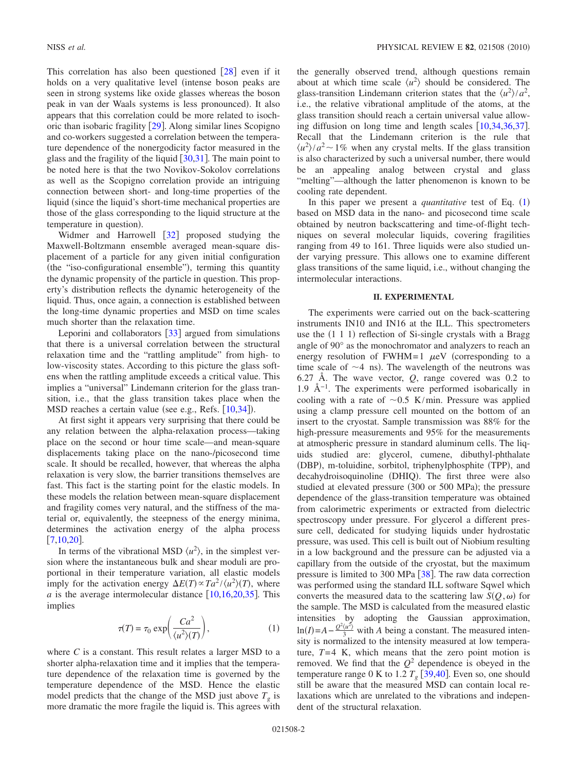This correlation has also been questioned [28] even if it holds on a very qualitative level (intense boson peaks are seen in strong systems like oxide glasses whereas the boson peak in van der Waals systems is less pronounced). It also appears that this correlation could be more related to isochoric than isobaric fragility [29]. Along similar lines Scopigno and co-workers suggested a correlation between the temperature dependence of the nonergodicity factor measured in the glass and the fragility of the liquid [30,31]. The main point to be noted here is that the two Novikov-Sokolov correlations as well as the Scopigno correlation provide an intriguing connection between short- and long-time properties of the liquid (since the liquid's short-time mechanical properties are those of the glass corresponding to the liquid structure at the temperature in question).

Widmer and Harrowell [32] proposed studying the Maxwell-Boltzmann ensemble averaged mean-square displacement of a particle for any given initial configuration (the "iso-configurational ensemble"), terming this quantity the dynamic propensity of the particle in question. This property's distribution reflects the dynamic heterogeneity of the liquid. Thus, once again, a connection is established between the long-time dynamic properties and MSD on time scales much shorter than the relaxation time.

Leporini and collaborators [33] argued from simulations that there is a universal correlation between the structural relaxation time and the "rattling amplitude" from high- to low-viscosity states. According to this picture the glass softens when the rattling amplitude exceeds a critical value. This implies a "universal" Lindemann criterion for the glass transition, i.e., that the glass transition takes place when the MSD reaches a certain value (see e.g., Refs. [10,34]).

At first sight it appears very surprising that there could be any relation between the alpha-relaxation process—taking place on the second or hour time scale—and mean-square displacements taking place on the nano-/picosecond time scale. It should be recalled, however, that whereas the alpha relaxation is very slow, the barrier transitions themselves are fast. This fact is the starting point for the elastic models. In these models the relation between mean-square displacement and fragility comes very natural, and the stiffness of the material or, equivalently, the steepness of the energy minima, determines the activation energy of the alpha process [7,10,20].

In terms of the vibrational MSD $\langle u^2 \rangle$, in the simplest version where the instantaneous bulk and shear moduli are proportional in their temperature variation, all elastic models imply for the activation energy $\Delta E(T) \propto Ta^2/\langle u^2 \rangle(T)$, where $a$ is the average intermolecular distance [10,16,20,35]. This implies

$$\tau(T) = \tau_0 \exp\left(\frac{Ca^2}{\langle u^2 \rangle(T)}\right), \tag{1}$$

where $C$ is a constant. This result relates a larger MSD to a shorter alpha-relaxation time and it implies that the temperature dependence of the relaxation time is governed by the temperature dependence of the MSD. Hence the elastic model predicts that the change of the MSD just above $T_g$ is more dramatic the more fragile the liquid is. This agrees with the generally observed trend, although questions remain about at which time scale $\langle u^2 \rangle$ should be considered. The glass-transition Lindemann criterion states that the $\langle u^2 \rangle / a^2$, i.e., the relative vibrational amplitude of the atoms, at the glass transition should reach a certain universal value allowing diffusion on long time and length scales [10,34,36,37]. Recall that the Lindemann criterion is the rule that $\langle u^2 \rangle / a^2 \sim 1\%$ when any crystal melts. If the glass transition is also characterized by such a universal number, there would be an appealing analog between crystal and glass "melting"—although the latter phenomenon is known to be cooling rate dependent.

In this paper we present a *quantitative* test of Eq. (1) based on MSD data in the nano- and picosecond time scale obtained by neutron backscattering and time-of-flight techniques on several molecular liquids, covering fragilities ranging from 49 to 161. Three liquids were also studied under varying pressure. This allows one to examine different glass transitions of the same liquid, i.e., without changing the intermolecular interactions.

## II. EXPERIMENTAL

The experiments were carried out on the back-scattering instruments IN10 and IN16 at the ILL. This spectrometers use the (1 1 1) reflection of Si-single crystals with a Bragg angle of 90° as the monochromator and analyzers to reach an energy resolution of FWHM=1 $\mu$eV (corresponding to a time scale of $\sim$4 ns). The wavelength of the neutrons was 6.27 Å. The wave vector, $Q$, range covered was 0.2 to 1.9 Å$^{-1}$. The experiments were performed isobarically in cooling with a rate of $\sim$0.5 K/min. Pressure was applied using a clamp pressure cell mounted on the bottom of an insert to the cryostat. Sample transmission was 88% for the high-pressure measurements and 95% for the measurements at atmospheric pressure in standard aluminum cells. The liquids studied are: glycerol, cumene, dibuthyl-phthalate (DBP), m-toluidine, sorbitol, triphenylphosphite (TPP), and decahydroisoquinoline (DHIQ). The first three were also studied at elevated pressure (300 or 500 MPa); the pressure dependence of the glass-transition temperature was obtained from calorimetric experiments or extracted from dielectric spectroscopy under pressure. For glycerol a different pressure cell, dedicated for studying liquids under hydrostatic pressure, was used. This cell is built out of Niobium resulting in a low background and the pressure can be adjusted via a capillary from the outside of the cryostat, but the maximum pressure is limited to 300 MPa [38]. The raw data correction was performed using the standard ILL software Sqwel which converts the measured data to the scattering law $S(Q,\omega)$ for the sample. The MSD is calculated from the measured elastic intensities by adopting the Gaussian approximation, $\ln(I) = A - \frac{Q^2 \langle u^2 \rangle}{3}$ with $A$ being a constant. The measured intensity is normalized to the intensity measured at low temperature, $T=4$ K, which means that the zero point motion is removed. We find that the $Q^2$ dependence is obeyed in the temperature range 0 K to 1.2 $T_g$ [39,40]. Even so, one should still be aware that the measured MSD can contain local relaxations which are unrelated to the vibrations and independent of the structural relaxation.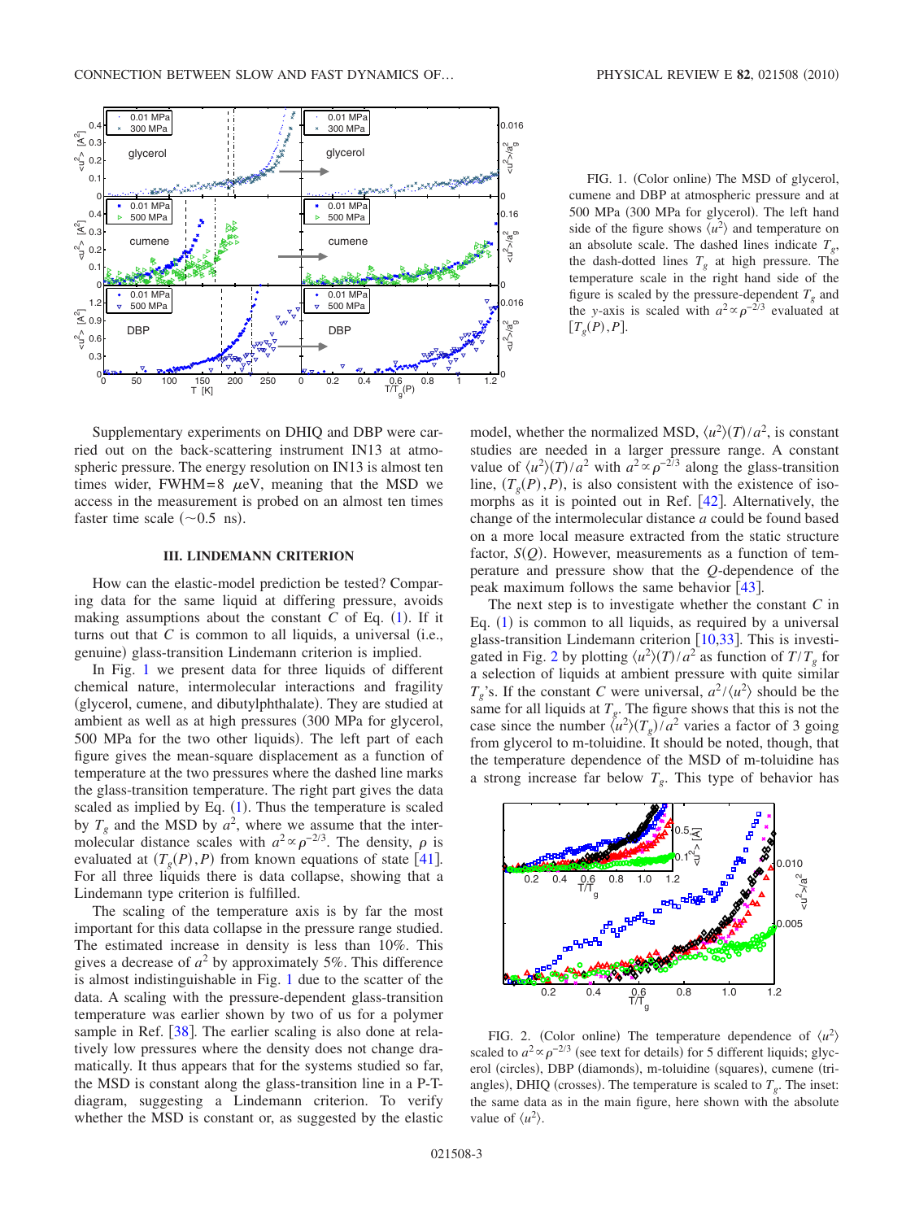FIG. 1. (Color online) The MSD of glycerol, cumene and DBP at atmospheric pressure and at 500 MPa (300 MPa for glycerol). The left hand side of the figure shows $\langle u^2 \rangle$ and temperature on an absolute scale. The dashed lines indicate $T_g$, the dash-dotted lines $T_g$ at high pressure. The temperature scale in the right hand side of the figure is scaled by the pressure-dependent $T_g$ and the $y$-axis is scaled with $a^2 \propto \rho^{-2/3}$ evaluated at $[T_g(P),P]$.

Supplementary experiments on DHIQ and DBP were carried out on the back-scattering instrument IN13 at atmospheric pressure. The energy resolution on IN13 is almost ten times wider, FWHM=8 $\mu$eV, meaning that the MSD we access in the measurement is probed on an almost ten times faster time scale ($\sim$0.5 ns).

### III. LINDEMANN CRITERION

How can the elastic-model prediction be tested? Comparing data for the same liquid at differing pressure, avoids making assumptions about the constant $C$ of Eq. (1). If it turns out that $C$ is common to all liquids, a universal (i.e., genuine) glass-transition Lindemann criterion is implied.

In Fig. 1 we present data for three liquids of different chemical nature, intermolecular interactions and fragility (glycerol, cumene, and dibutylphthalate). They are studied at ambient as well as at high pressures (300 MPa for glycerol, 500 MPa for the two other liquids). The left part of each figure gives the mean-square displacement as a function of temperature at the two pressures where the dashed line marks the glass-transition temperature. The right part gives the data scaled as implied by Eq. (1). Thus the temperature is scaled by $T_g$ and the MSD by $a^2$, where we assume that the intermolecular distance scales with $a^2 \propto \rho^{-2/3}$. The density, $\rho$ is evaluated at $(T_g(P),P)$ from known equations of state [41]. For all three liquids there is data collapse, showing that a Lindemann type criterion is fulfilled.

The scaling of the temperature axis is by far the most important for this data collapse in the pressure range studied. The estimated increase in density is less than 10%. This gives a decrease of $a^2$ by approximately 5%. This difference is almost indistinguishable in Fig. 1 due to the scatter of the data. A scaling with the pressure-dependent glass-transition temperature was earlier shown by two of us for a polymer sample in Ref. [38]. The earlier scaling is also done at relatively low pressures where the density does not change dramatically. It thus appears that for the systems studied so far, the MSD is constant along the glass-transition line in a P-T-diagram, suggesting a Lindemann criterion. To verify whether the MSD is constant or, as suggested by the elastic model, whether the normalized MSD, $\langle u^2 \rangle(T)/a^2$, is constant studies are needed in a larger pressure range. A constant value of $\langle u^2 \rangle(T)/a^2$ with $a^2 \propto \rho^{-2/3}$ along the glass-transition line, $(T_g(P),P)$, is also consistent with the existence of isomorphs as it is pointed out in Ref. [42]. Alternatively, the change of the intermolecular distance $a$ could be found based on a more local measure extracted from the static structure factor, $S(Q)$. However, measurements as a function of temperature and pressure show that the $Q$-dependence of the peak maximum follows the same behavior [43].

The next step is to investigate whether the constant $C$ in Eq. (1) is common to all liquids, as required by a universal glass-transition Lindemann criterion [10,33]. This is investigated in Fig. 2 by plotting $\langle u^2 \rangle(T)/a^2$ as function of $T/T_g$ for a selection of liquids at ambient pressure with quite similar $T_g$'s. If the constant $C$ were universal, $a^2/\langle u^2 \rangle$ should be the same for all liquids at $T_g$. The figure shows that this is not the case since the number $\langle u^2 \rangle(T_g)/a^2$ varies a factor of 3 going from glycerol to m-toluidine. It should be noted, though, that the temperature dependence of the MSD of m-toluidine has a strong increase far below $T_g$. This type of behavior has

FIG. 2. (Color online) The temperature dependence of $\langle u^2 \rangle$ scaled to $a^2 \propto \rho^{-2/3}$ (see text for details) for 5 different liquids; glycerol (circles), DBP (diamonds), m-toluidine (squares), cumene (triangles), DHIQ (crosses). The temperature is scaled to $T_g$. The inset: the same data as in the main figure, here shown with the absolute value of $\langle u^2 \rangle$.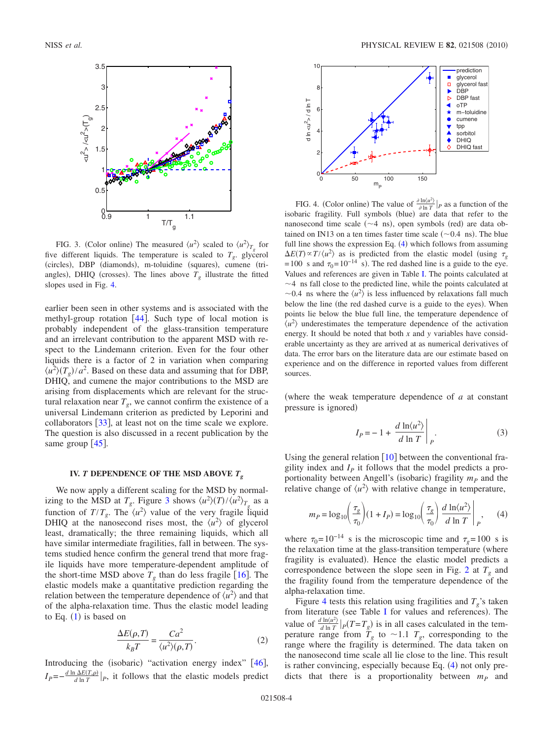FIG. 3. (Color online) The measured $\langle u^2\rangle$ scaled to $\langle u^2\rangle_{T_g}$ for five different liquids. The temperature is scaled to $T_g$. glycerol (circles), DBP (diamonds), m-toluidine (squares), cumene (triangles), DHIQ (crosses). The lines above $T_g$ illustrate the fitted slopes used in Fig. 4.

earlier been seen in other systems and is associated with the methyl-group rotation [44]. Such type of local motion is probably independent of the glass-transition temperature and an irrelevant contribution to the apparent MSD with respect to the Lindemann criterion. Even for the four other liquids there is a factor of 2 in variation when comparing $\langle u^2\rangle(T_g)/a^2$. Based on these data and assuming that for DBP, DHIQ, and cumene the major contributions to the MSD are arising from displacements which are relevant for the structural relaxation near $T_g$, we cannot confirm the existence of a universal Lindemann criterion as predicted by Leporini and collaborators [33], at least not on the time scale we explore. The question is also discussed in a recent publication by the same group [45].

## IV. $T$ DEPENDENCE OF THE MSD ABOVE $T_g$

We now apply a different scaling for the MSD by normalizing to the MSD at $T_g$. Figure 3 shows $\langle u^2\rangle(T)/\langle u^2\rangle_{T_g}$ as a function of $T/T_g$. The $\langle u^2\rangle$ value of the very fragile liquid DHIQ at the nanosecond rises most, the $\langle u^2\rangle$ of glycerol least, dramatically; the three remaining liquids, which all have similar intermediate fragilities, fall in between. The systems studied hence confirm the general trend that more fragile liquids have more temperature-dependent amplitude of the short-time MSD above $T_g$ than do less fragile [16]. The elastic models make a quantitative prediction regarding the relation between the temperature dependence of $\langle u^2\rangle$ and that of the alpha-relaxation time. Thus the elastic model leading to Eq. (1) is based on

$$\frac{\Delta E(\rho,T)}{k_B T} = \frac{Ca^2}{\langle u^2\rangle(\rho,T)}. \tag{2}$$

Introducing the (isobaric) "activation energy index" [46], $I_P = -\frac{d\ln \Delta E(T,\rho)}{d\ln T}\Big|_P$, it follows that the elastic models predict

FIG. 4. (Color online) The value of $\frac{\partial \ln\langle u^2\rangle}{\partial \ln T}\big|_P$ as a function of the isobaric fragility. Full symbols (blue) are data that refer to the nanosecond time scale (~4 ns), open symbols (red) are data obtained on IN13 on a ten times faster time scale (~0.4 ns). The blue full line shows the expression Eq. (4) which follows from assuming $\Delta E(T) \propto T/\langle u^2\rangle$ as is predicted from the elastic model (using $\tau_g = 100$ s and $\tau_0 = 10^{-14}$ s). The red dashed line is a guide to the eye. Values and references are given in Table I. The points calculated at ~4 ns fall close to the predicted line, while the points calculated at ~0.4 ns where the $\langle u^2\rangle$ is less influenced by relaxations fall much below the line (the red dashed curve is a guide to the eyes). When points lie below the blue full line, the temperature dependence of $\langle u^2\rangle$ underestimates the temperature dependence of the activation energy. It should be noted that both $x$ and $y$ variables have considerable uncertainty as they are arrived at as numerical derivatives of data. The error bars on the literature data are our estimate based on experience and on the difference in reported values from different sources.

(where the weak temperature dependence of $a$ at constant pressure is ignored)

$$I_P = -1 + \frac{d\ln\langle u^2\rangle}{d\ln T}\bigg|_P. \tag{3}$$

Using the general relation [10] between the conventional fragility index and $I_P$ it follows that the model predicts a proportionality between Angell's (isobaric) fragility $m_P$ and the relative change of $\langle u^2\rangle$ with relative change in temperature,

$$m_P = \log_{10}\left(\frac{\tau_g}{\tau_0}\right)(1+I_P) = \log_{10}\left(\frac{\tau_g}{\tau_0}\right)\frac{d\ln\langle u^2\rangle}{d\ln T}\bigg|_P, \tag{4}$$

where $\tau_0 = 10^{-14}$ s is the microscopic time and $\tau_g = 100$ s is the relaxation time at the glass-transition temperature (where fragility is evaluated). Hence the elastic model predicts a correspondence between the slope seen in Fig. 2 at $T_g$ and the fragility found from the temperature dependence of the alpha-relaxation time.

Figure 4 tests this relation using fragilities and $T_g$'s taken from literature (see Table I for values and references). The value of $\frac{d\ln\langle u^2\rangle}{d\ln T}\big|_P(T=T_g)$ is in all cases calculated in the temperature range from $T_g$ to ~1.1 $T_g$, corresponding to the range where the fragility is determined. The data taken on the nanosecond time scale all lie close to the line. This result is rather convincing, especially because Eq. (4) not only predicts that there is a proportionality between $m_P$ and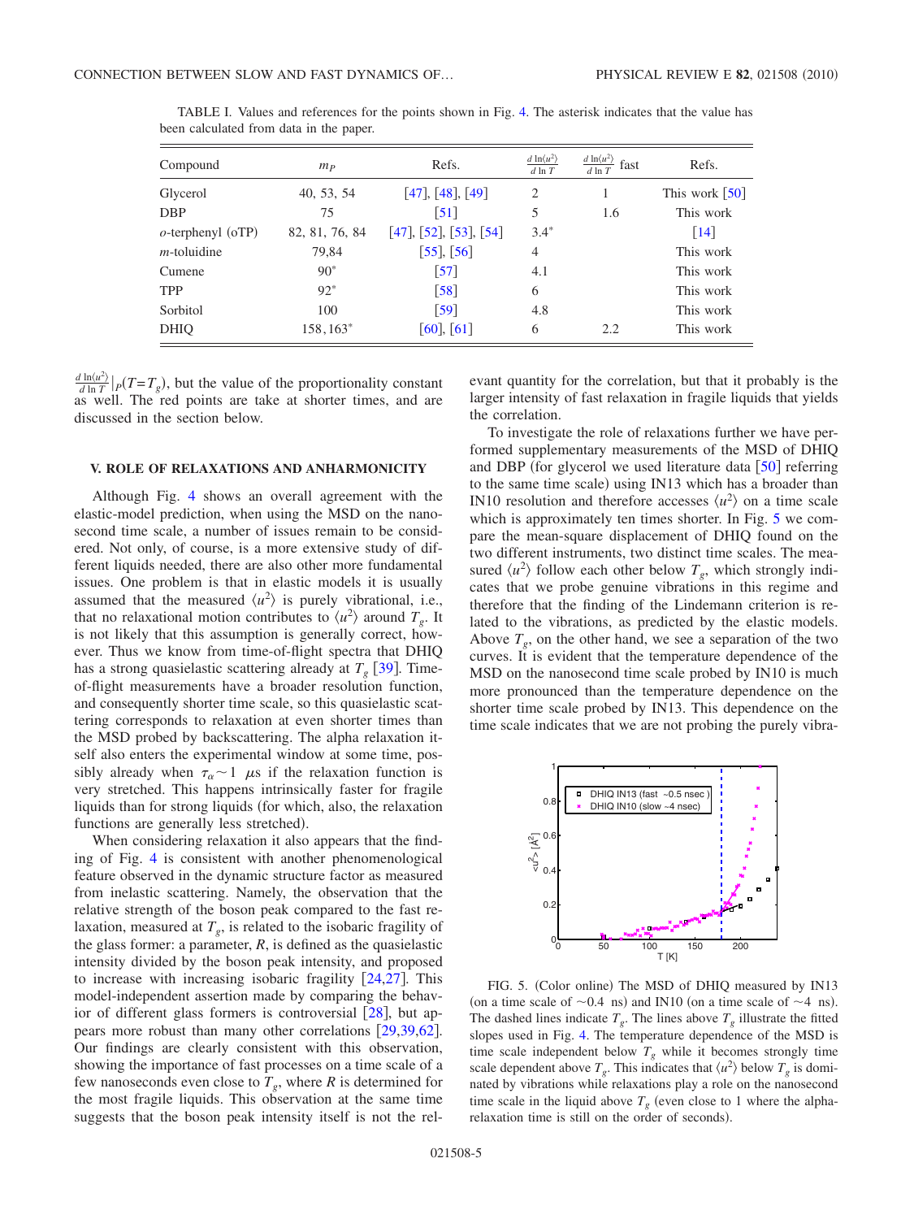TABLE I. Values and references for the points shown in Fig. 4. The asterisk indicates that the value has been calculated from data in the paper.

| Compound | $m_P$ | Refs. | $\frac{d\ln\langle u^2\rangle}{d\ln T}$ | $\frac{d\ln\langle u^2\rangle}{d\ln T}$ fast | Refs. |
|---|---|---|---|---|---|
| Glycerol | 40, 53, 54 | [47], [48], [49] | 2 | 1 | This work [50] |
| DBP | 75 | [51] | 5 | 1.6 | This work |
| *o*-terphenyl (oTP) | 82, 81, 76, 84 | [47], [52], [53], [54] | 3.4* | | [14] |
| *m*-toluidine | 79,84 | [55], [56] | 4 | | This work |
| Cumene | 90* | [57] | 4.1 | | This work |
| TPP | 92* | [58] | 6 | | This work |
| Sorbitol | 100 | [59] | 4.8 | | This work |
| DHIQ | 158, 163* | [60], [61] | 6 | 2.2 | This work |

$\frac{d\ln\langle u^2\rangle}{d\ln T}|_P(T=T_g)$, but the value of the proportionality constant as well. The red points are take at shorter times, and are discussed in the section below.

### V. ROLE OF RELAXATIONS AND ANHARMONICITY

Although Fig. 4 shows an overall agreement with the elastic-model prediction, when using the MSD on the nanosecond time scale, a number of issues remain to be considered. Not only, of course, is a more extensive study of different liquids needed, there are also other more fundamental issues. One problem is that in elastic models it is usually assumed that the measured $\langle u^2\rangle$ is purely vibrational, i.e., that no relaxational motion contributes to $\langle u^2\rangle$ around $T_g$. It is not likely that this assumption is generally correct, however. Thus we know from time-of-flight spectra that DHIQ has a strong quasielastic scattering already at $T_g$ [39]. Time-of-flight measurements have a broader resolution function, and consequently shorter time scale, so this quasielastic scattering corresponds to relaxation at even shorter times than the MSD probed by backscattering. The alpha relaxation itself also enters the experimental window at some time, possibly already when $\tau_\alpha \sim 1$ $\mu$s if the relaxation function is very stretched. This happens intrinsically faster for fragile liquids than for strong liquids (for which, also, the relaxation functions are generally less stretched).

When considering relaxation it also appears that the finding of Fig. 4 is consistent with another phenomenological feature observed in the dynamic structure factor as measured from inelastic scattering. Namely, the observation that the relative strength of the boson peak compared to the fast relaxation, measured at $T_g$, is related to the isobaric fragility of the glass former: a parameter, $R$, is defined as the quasielastic intensity divided by the boson peak intensity, and proposed to increase with increasing isobaric fragility [24,27]. This model-independent assertion made by comparing the behavior of different glass formers is controversial [28], but appears more robust than many other correlations [29,39,62]. Our findings are clearly consistent with this observation, showing the importance of fast processes on a time scale of a few nanoseconds even close to $T_g$, where $R$ is determined for the most fragile liquids. This observation at the same time suggests that the boson peak intensity itself is not the relevant quantity for the correlation, but that it probably is the larger intensity of fast relaxation in fragile liquids that yields the correlation.

To investigate the role of relaxations further we have performed supplementary measurements of the MSD of DHIQ and DBP (for glycerol we used literature data [50] referring to the same time scale) using IN13 which has a broader than IN10 resolution and therefore accesses $\langle u^2\rangle$ on a time scale which is approximately ten times shorter. In Fig. 5 we compare the mean-square displacement of DHIQ found on the two different instruments, two distinct time scales. The measured $\langle u^2\rangle$ follow each other below $T_g$, which strongly indicates that we probe genuine vibrations in this regime and therefore that the finding of the Lindemann criterion is related to the vibrations, as predicted by the elastic models. Above $T_g$, on the other hand, we see a separation of the two curves. It is evident that the temperature dependence of the MSD on the nanosecond time scale probed by IN10 is much more pronounced than the temperature dependence on the shorter time scale probed by IN13. This dependence on the time scale indicates that we are not probing the purely vibra-

FIG. 5. (Color online) The MSD of DHIQ measured by IN13 (on a time scale of $\sim$0.4 ns) and IN10 (on a time scale of $\sim$4 ns). The dashed lines indicate $T_g$. The lines above $T_g$ illustrate the fitted slopes used in Fig. 4. The temperature dependence of the MSD is time scale independent below $T_g$ while it becomes strongly time scale dependent above $T_g$. This indicates that $\langle u^2\rangle$ below $T_g$ is dominated by vibrations while relaxations play a role on the nanosecond time scale in the liquid above $T_g$ (even close to 1 where the alpha-relaxation time is still on the order of seconds).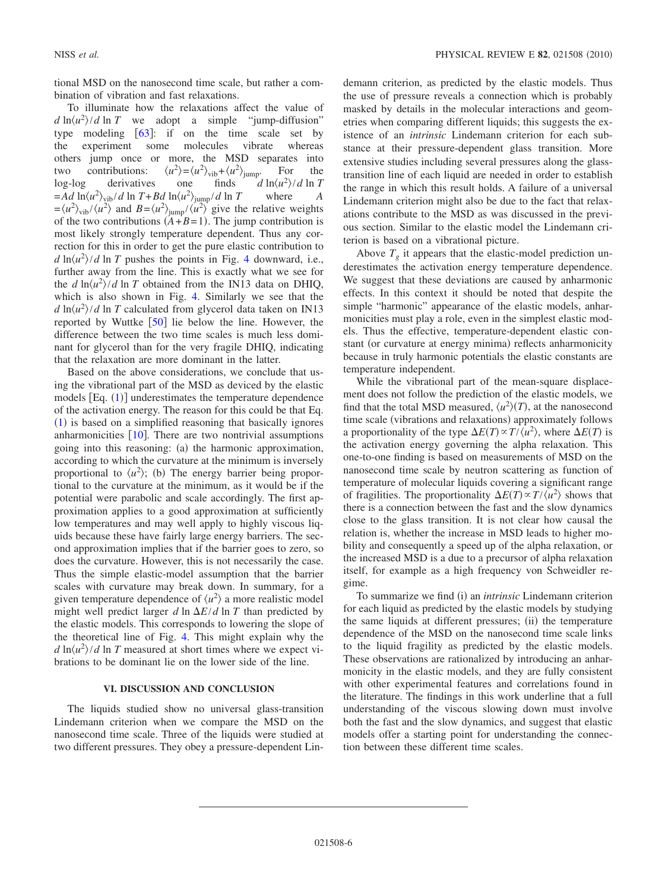tional MSD on the nanosecond time scale, but rather a combination of vibration and fast relaxations.

To illuminate how the relaxations affect the value of $d\ln\langle u^2\rangle/d\ln T$ we adopt a simple "jump-diffusion" type modeling [63]: if on the time scale set by the experiment some molecules vibrate whereas others jump once or more, the MSD separates into two contributions: $\langle u^2\rangle=\langle u^2\rangle_{\text{vib}}+\langle u^2\rangle_{\text{jump}}$. For the log-log derivatives one finds $d\ln\langle u^2\rangle/d\ln T = Ad\ln\langle u^2\rangle_{\text{vib}}/d\ln T + Bd\ln\langle u^2\rangle_{\text{jump}}/d\ln T$ where $A=\langle u^2\rangle_{\text{vib}}/\langle u^2\rangle$ and $B=\langle u^2\rangle_{\text{jump}}/\langle u^2\rangle$ give the relative weights of the two contributions ($A+B=1$). The jump contribution is most likely strongly temperature dependent. Thus any correction for this in order to get the pure elastic contribution to $d\ln\langle u^2\rangle/d\ln T$ pushes the points in Fig. 4 downward, i.e., further away from the line. This is exactly what we see for the $d\ln\langle u^2\rangle/d\ln T$ obtained from the IN13 data on DHIQ, which is also shown in Fig. 4. Similarly we see that the $d\ln\langle u^2\rangle/d\ln T$ calculated from glycerol data taken on IN13 reported by Wuttke [50] lie below the line. However, the difference between the two time scales is much less dominant for glycerol than for the very fragile DHIQ, indicating that the relaxation are more dominant in the latter.

Based on the above considerations, we conclude that using the vibrational part of the MSD as deviced by the elastic models [Eq. (1)] underestimates the temperature dependence of the activation energy. The reason for this could be that Eq. (1) is based on a simplified reasoning that basically ignores anharmonicities [10]. There are two nontrivial assumptions going into this reasoning: (a) the harmonic approximation, according to which the curvature at the minimum is inversely proportional to $\langle u^2\rangle$; (b) The energy barrier being proportional to the curvature at the minimum, as it would be if the potential were parabolic and scale accordingly. The first approximation applies to a good approximation at sufficiently low temperatures and may well apply to highly viscous liquids because these have fairly large energy barriers. The second approximation implies that if the barrier goes to zero, so does the curvature. However, this is not necessarily the case. Thus the simple elastic-model assumption that the barrier scales with curvature may break down. In summary, for a given temperature dependence of $\langle u^2\rangle$ a more realistic model might well predict larger $d\ln\Delta E/d\ln T$ than predicted by the elastic models. This corresponds to lowering the slope of the theoretical line of Fig. 4. This might explain why the $d\ln\langle u^2\rangle/d\ln T$ measured at short times where we expect vibrations to be dominant lie on the lower side of the line.

## VI. DISCUSSION AND CONCLUSION

The liquids studied show no universal glass-transition Lindemann criterion when we compare the MSD on the nanosecond time scale. Three of the liquids were studied at two different pressures. They obey a pressure-dependent Lindemann criterion, as predicted by the elastic models. Thus the use of pressure reveals a connection which is probably masked by details in the molecular interactions and geometries when comparing different liquids; this suggests the existence of an *intrinsic* Lindemann criterion for each substance at their pressure-dependent glass transition. More extensive studies including several pressures along the glass-transition line of each liquid are needed in order to establish the range in which this result holds. A failure of a universal Lindemann criterion might also be due to the fact that relaxations contribute to the MSD as was discussed in the previous section. Similar to the elastic model the Lindemann criterion is based on a vibrational picture.

Above $T_g$ it appears that the elastic-model prediction underestimates the activation energy temperature dependence. We suggest that these deviations are caused by anharmonic effects. In this context it should be noted that despite the simple "harmonic" appearance of the elastic models, anharmonicities must play a role, even in the simplest elastic models. Thus the effective, temperature-dependent elastic constant (or curvature at energy minima) reflects anharmonicity because in truly harmonic potentials the elastic constants are temperature independent.

While the vibrational part of the mean-square displacement does not follow the prediction of the elastic models, we find that the total MSD measured, $\langle u^2\rangle(T)$, at the nanosecond time scale (vibrations and relaxations) approximately follows a proportionality of the type $\Delta E(T)\propto T/\langle u^2\rangle$, where $\Delta E(T)$ is the activation energy governing the alpha relaxation. This one-to-one finding is based on measurements of MSD on the nanosecond time scale by neutron scattering as function of temperature of molecular liquids covering a significant range of fragilities. The proportionality $\Delta E(T)\propto T/\langle u^2\rangle$ shows that there is a connection between the fast and the slow dynamics close to the glass transition. It is not clear how causal the relation is, whether the increase in MSD leads to higher mobility and consequently a speed up of the alpha relaxation, or the increased MSD is a due to a precursor of alpha relaxation itself, for example as a high frequency von Schweidler regime.

To summarize we find (i) an *intrinsic* Lindemann criterion for each liquid as predicted by the elastic models by studying the same liquids at different pressures; (ii) the temperature dependence of the MSD on the nanosecond time scale links to the liquid fragility as predicted by the elastic models. These observations are rationalized by introducing an anharmonicity in the elastic models, and they are fully consistent with other experimental features and correlations found in the literature. The findings in this work underline that a full understanding of the viscous slowing down must involve both the fast and the slow dynamics, and suggest that elastic models offer a starting point for understanding the connection between these different time scales.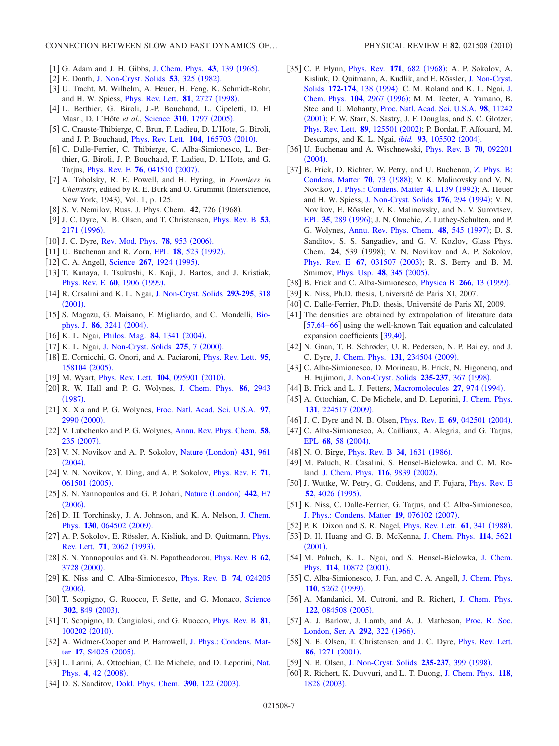[1] G. Adam and J. H. Gibbs, J. Chem. Phys. **43**, 139 (1965).

[2] E. Donth, J. Non-Cryst. Solids **53**, 325 (1982).

[3] U. Tracht, M. Wilhelm, A. Heuer, H. Feng, K. Schmidt-Rohr, and H. W. Spiess, Phys. Rev. Lett. **81**, 2727 (1998).

[4] L. Berthier, G. Biroli, J.-P. Bouchaud, L. Cipeletti, D. El Masri, D. L'Hôte *et al.*, Science **310**, 1797 (2005).

[5] C. Crauste-Thibierge, C. Brun, F. Ladieu, D. L'Hote, G. Biroli, and J. P. Bouchaud, Phys. Rev. Lett. **104**, 165703 (2010).

[6] C. Dalle-Ferrier, C. Thibierge, C. Alba-Simionesco, L. Berthier, G. Biroli, J. P. Bouchaud, F. Ladieu, D. L'Hote, and G. Tarjus, Phys. Rev. E **76**, 041510 (2007).

[7] A. Tobolsky, R. E. Powell, and H. Eyring, in *Frontiers in Chemistry*, edited by R. E. Burk and O. Grummit (Interscience, New York, 1943), Vol. 1, p. 125.

[8] S. V. Nemilov, Russ. J. Phys. Chem. **42**, 726 (1968).

[9] J. C. Dyre, N. B. Olsen, and T. Christensen, Phys. Rev. B **53**, 2171 (1996).

[10] J. C. Dyre, Rev. Mod. Phys. **78**, 953 (2006).

[11] U. Buchenau and R. Zorn, EPL **18**, 523 (1992).

[12] C. A. Angell, Science **267**, 1924 (1995).

[13] T. Kanaya, I. Tsukushi, K. Kaji, J. Bartos, and J. Kristiak, Phys. Rev. E **60**, 1906 (1999).

[14] R. Casalini and K. L. Ngai, J. Non-Cryst. Solids **293-295**, 318 (2001).

[15] S. Magazu, G. Maisano, F. Migliardo, and C. Mondelli, Biophys. J. **86**, 3241 (2004).

[16] K. L. Ngai, Philos. Mag. **84**, 1341 (2004).

[17] K. L. Ngai, J. Non-Cryst. Solids **275**, 7 (2000).

[18] E. Cornicchi, G. Onori, and A. Paciaroni, Phys. Rev. Lett. **95**, 158104 (2005).

[19] M. Wyart, Phys. Rev. Lett. **104**, 095901 (2010).

[20] R. W. Hall and P. G. Wolynes, J. Chem. Phys. **86**, 2943 (1987).

[21] X. Xia and P. G. Wolynes, Proc. Natl. Acad. Sci. U.S.A. **97**, 2990 (2000).

[22] V. Lubchenko and P. G. Wolynes, Annu. Rev. Phys. Chem. **58**, 235 (2007).

[23] V. N. Novikov and A. P. Sokolov, Nature (London) **431**, 961 (2004).

[24] V. N. Novikov, Y. Ding, and A. P. Sokolov, Phys. Rev. E **71**, 061501 (2005).

[25] S. N. Yannopoulos and G. P. Johari, Nature (London) **442**, E7 (2006).

[26] D. H. Torchinsky, J. A. Johnson, and K. A. Nelson, J. Chem. Phys. **130**, 064502 (2009).

[27] A. P. Sokolov, E. Rössler, A. Kisliuk, and D. Quitmann, Phys. Rev. Lett. **71**, 2062 (1993).

[28] S. N. Yannopoulos and G. N. Papatheodorou, Phys. Rev. B **62**, 3728 (2000).

[29] K. Niss and C. Alba-Simionesco, Phys. Rev. B **74**, 024205 (2006).

[30] T. Scopigno, G. Ruocco, F. Sette, and G. Monaco, Science **302**, 849 (2003).

[31] T. Scopigno, D. Cangialosi, and G. Ruocco, Phys. Rev. B **81**, 100202 (2010).

[32] A. Widmer-Cooper and P. Harrowell, J. Phys.: Condens. Matter **17**, S4025 (2005).

[33] L. Larini, A. Ottochian, C. De Michele, and D. Leporini, Nat. Phys. **4**, 42 (2008).

[34] D. S. Sanditov, Dokl. Phys. Chem. **390**, 122 (2003).

[35] C. P. Flynn, Phys. Rev. **171**, 682 (1968); A. P. Sokolov, A. Kisliuk, D. Quitmann, A. Kudlik, and E. Rössler, J. Non-Cryst. Solids **172-174**, 138 (1994); C. M. Roland and K. L. Ngai, J. Chem. Phys. **104**, 2967 (1996); M. M. Teeter, A. Yamano, B. Stec, and U. Mohanty, Proc. Natl. Acad. Sci. U.S.A. **98**, 11242 (2001); F. W. Starr, S. Sastry, J. F. Douglas, and S. C. Glotzer, Phys. Rev. Lett. **89**, 125501 (2002); P. Bordat, F. Affouard, M. Descamps, and K. L. Ngai, *ibid.* **93**, 105502 (2004).

[36] U. Buchenau and A. Wischnewski, Phys. Rev. B **70**, 092201 (2004).

[37] B. Frick, D. Richter, W. Petry, and U. Buchenau, Z. Phys. B: Condens. Matter **70**, 73 (1988); V. K. Malinovsky and V. N. Novikov, J. Phys.: Condens. Matter **4**, L139 (1992); A. Heuer and H. W. Spiess, J. Non-Cryst. Solids **176**, 294 (1994); V. N. Novikov, E. Rössler, V. K. Malinovsky, and N. V. Surovtsev, EPL **35**, 289 (1996); J. N. Onuchic, Z. Luthey-Schulten, and P. G. Wolynes, Annu. Rev. Phys. Chem. **48**, 545 (1997); D. S. Sanditov, S. S. Sangadiev, and G. V. Kozlov, Glass Phys. Chem. **24**, 539 (1998); V. N. Novikov and A. P. Sokolov, Phys. Rev. E **67**, 031507 (2003); R. S. Berry and B. M. Smirnov, Phys. Usp. **48**, 345 (2005).

[38] B. Frick and C. Alba-Simionesco, Physica B **266**, 13 (1999).

[39] K. Niss, Ph.D. thesis, Université de Paris XI, 2007.

[40] C. Dalle-Ferrier, Ph.D. thesis, Université de Paris XI, 2009.

[41] The densities are obtained by extrapolation of literature data [57,64–66] using the well-known Tait equation and calculated expansion coefficients [39,40].

[42] N. Gnan, T. B. Schrøder, U. R. Pedersen, N. P. Bailey, and J. C. Dyre, J. Chem. Phys. **131**, 234504 (2009).

[43] C. Alba-Simionesco, D. Morineau, B. Frick, N. Higonenq, and H. Fujimori, J. Non-Cryst. Solids **235-237**, 367 (1998).

[44] B. Frick and L. J. Fetters, Macromolecules **27**, 974 (1994).

[45] A. Ottochian, C. De Michele, and D. Leporini, J. Chem. Phys. **131**, 224517 (2009).

[46] J. C. Dyre and N. B. Olsen, Phys. Rev. E **69**, 042501 (2004).

[47] C. Alba-Simionesco, A. Cailliaux, A. Alegria, and G. Tarjus, EPL **68**, 58 (2004).

[48] N. O. Birge, Phys. Rev. B **34**, 1631 (1986).

[49] M. Paluch, R. Casalini, S. Hensel-Bielowka, and C. M. Roland, J. Chem. Phys. **116**, 9839 (2002).

[50] J. Wuttke, W. Petry, G. Coddens, and F. Fujara, Phys. Rev. E **52**, 4026 (1995).

[51] K. Niss, C. Dalle-Ferrier, G. Tarjus, and C. Alba-Simionesco, J. Phys.: Condens. Matter **19**, 076102 (2007).

[52] P. K. Dixon and S. R. Nagel, Phys. Rev. Lett. **61**, 341 (1988).

[53] D. H. Huang and G. B. McKenna, J. Chem. Phys. **114**, 5621 (2001).

[54] M. Paluch, K. L. Ngai, and S. Hensel-Bielowka, J. Chem. Phys. **114**, 10872 (2001).

[55] C. Alba-Simionesco, J. Fan, and C. A. Angell, J. Chem. Phys. **110**, 5262 (1999).

[56] A. Mandanici, M. Cutroni, and R. Richert, J. Chem. Phys. **122**, 084508 (2005).

[57] A. J. Barlow, J. Lamb, and A. J. Matheson, Proc. R. Soc. London, Ser. A **292**, 322 (1966).

[58] N. B. Olsen, T. Christensen, and J. C. Dyre, Phys. Rev. Lett. **86**, 1271 (2001).

[59] N. B. Olsen, J. Non-Cryst. Solids **235-237**, 399 (1998).

[60] R. Richert, K. Duvvuri, and L. T. Duong, J. Chem. Phys. **118**, 1828 (2003).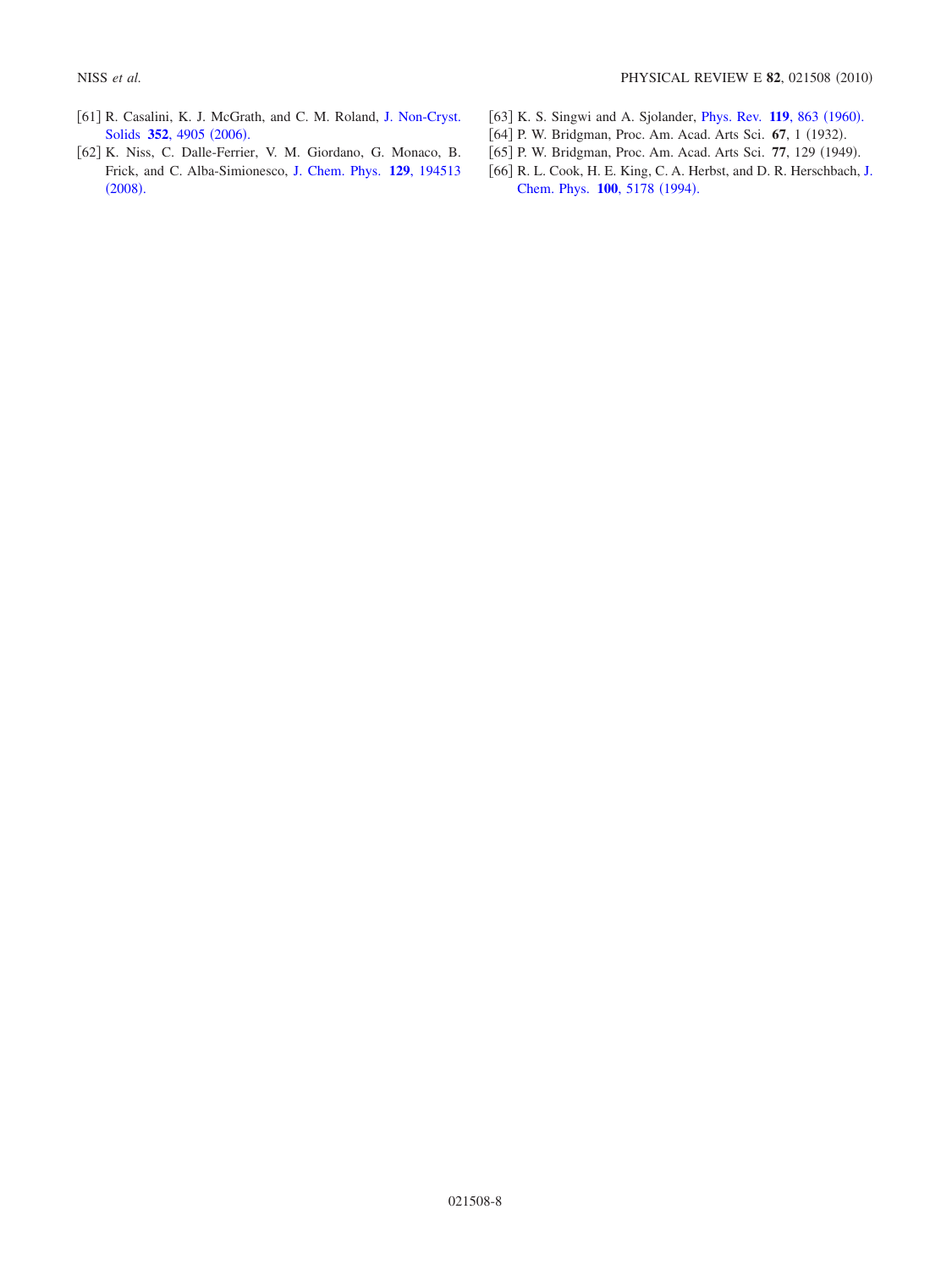[61] R. Casalini, K. J. McGrath, and C. M. Roland, J. Non-Cryst. Solids **352**, 4905 (2006).

[62] K. Niss, C. Dalle-Ferrier, V. M. Giordano, G. Monaco, B. Frick, and C. Alba-Simionesco, J. Chem. Phys. **129**, 194513 (2008).

[63] K. S. Singwi and A. Sjolander, Phys. Rev. **119**, 863 (1960).

[64] P. W. Bridgman, Proc. Am. Acad. Arts Sci. **67**, 1 (1932).

[65] P. W. Bridgman, Proc. Am. Acad. Arts Sci. **77**, 129 (1949).

[66] R. L. Cook, H. E. King, C. A. Herbst, and D. R. Herschbach, J. Chem. Phys. **100**, 5178 (1994).